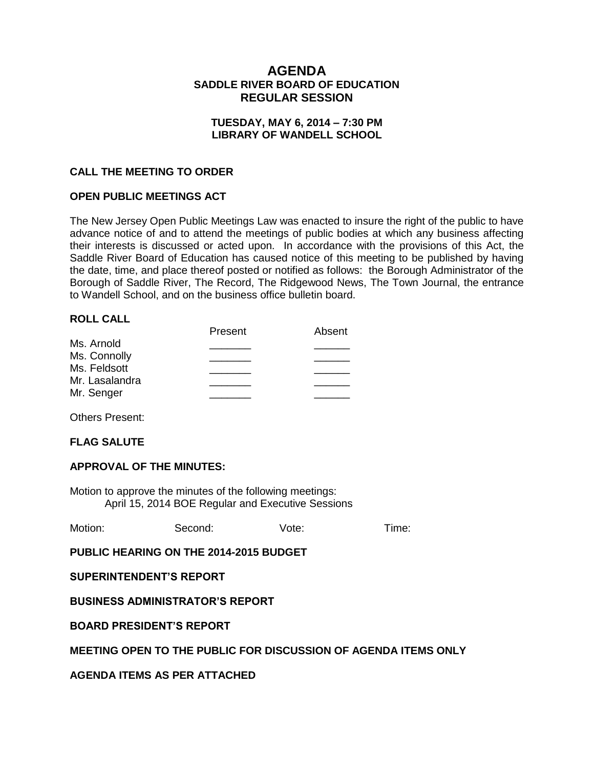# AGENDA
## SADDLE RIVER BOARD OF EDUCATION
## REGULAR SESSION

**TUESDAY, MAY 6, 2014 – 7:30 PM**
**LIBRARY OF WANDELL SCHOOL**

### CALL THE MEETING TO ORDER

### OPEN PUBLIC MEETINGS ACT

The New Jersey Open Public Meetings Law was enacted to insure the right of the public to have advance notice of and to attend the meetings of public bodies at which any business affecting their interests is discussed or acted upon. In accordance with the provisions of this Act, the Saddle River Board of Education has caused notice of this meeting to be published by having the date, time, and place thereof posted or notified as follows: the Borough Administrator of the Borough of Saddle River, The Record, The Ridgewood News, The Town Journal, the entrance to Wandell School, and on the business office bulletin board.

### ROLL CALL

| | Present | Absent |
|---|---|---|
| Ms. Arnold | _______ | ______ |
| Ms. Connolly | _______ | ______ |
| Ms. Feldsott | _______ | ______ |
| Mr. Lasalandra | _______ | ______ |
| Mr. Senger | _______ | ______ |

Others Present:

### FLAG SALUTE

### APPROVAL OF THE MINUTES:

Motion to approve the minutes of the following meetings:
April 15, 2014 BOE Regular and Executive Sessions

Motion: Second: Vote: Time:

### PUBLIC HEARING ON THE 2014-2015 BUDGET

### SUPERINTENDENT'S REPORT

### BUSINESS ADMINISTRATOR'S REPORT

### BOARD PRESIDENT'S REPORT

### MEETING OPEN TO THE PUBLIC FOR DISCUSSION OF AGENDA ITEMS ONLY

### AGENDA ITEMS AS PER ATTACHED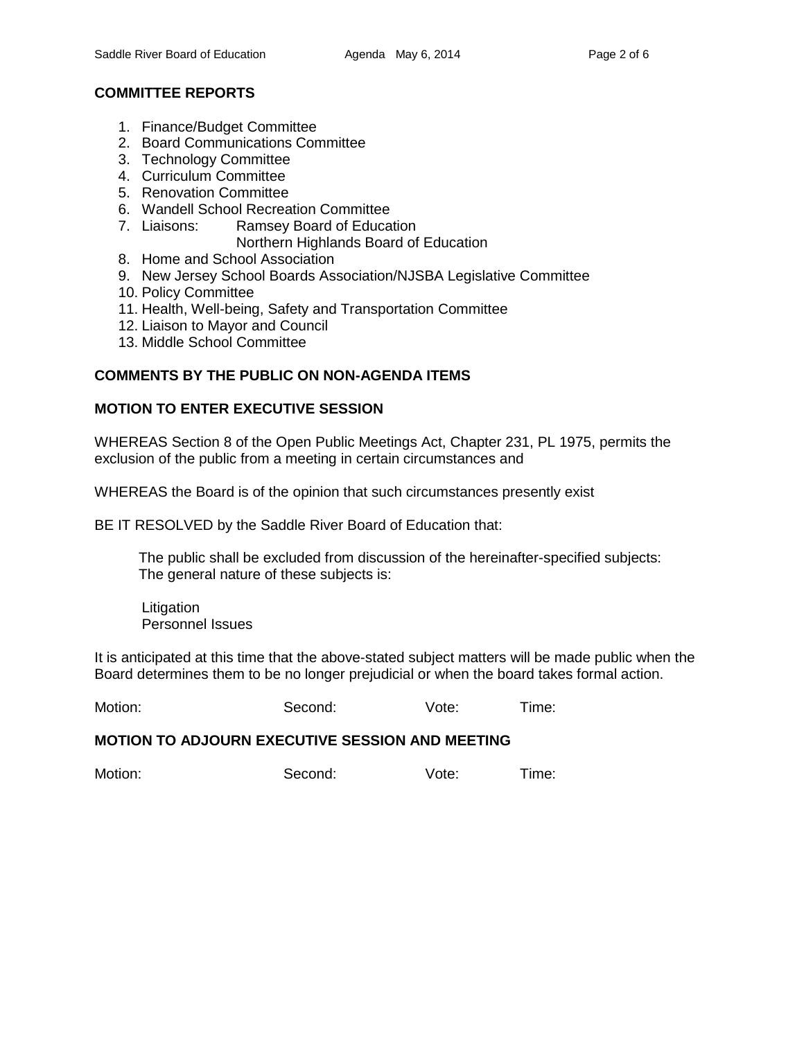## COMMITTEE REPORTS

1. Finance/Budget Committee
2. Board Communications Committee
3. Technology Committee
4. Curriculum Committee
5. Renovation Committee
6. Wandell School Recreation Committee
7. Liaisons: Ramsey Board of Education
   Northern Highlands Board of Education
8. Home and School Association
9. New Jersey School Boards Association/NJSBA Legislative Committee
10. Policy Committee
11. Health, Well-being, Safety and Transportation Committee
12. Liaison to Mayor and Council
13. Middle School Committee

## COMMENTS BY THE PUBLIC ON NON-AGENDA ITEMS

## MOTION TO ENTER EXECUTIVE SESSION

WHEREAS Section 8 of the Open Public Meetings Act, Chapter 231, PL 1975, permits the exclusion of the public from a meeting in certain circumstances and

WHEREAS the Board is of the opinion that such circumstances presently exist

BE IT RESOLVED by the Saddle River Board of Education that:

> The public shall be excluded from discussion of the hereinafter-specified subjects: The general nature of these subjects is:
>
> Litigation
> Personnel Issues

It is anticipated at this time that the above-stated subject matters will be made public when the Board determines them to be no longer prejudicial or when the board takes formal action.

Motion: Second: Vote: Time:

## MOTION TO ADJOURN EXECUTIVE SESSION AND MEETING

Motion: Second: Vote: Time: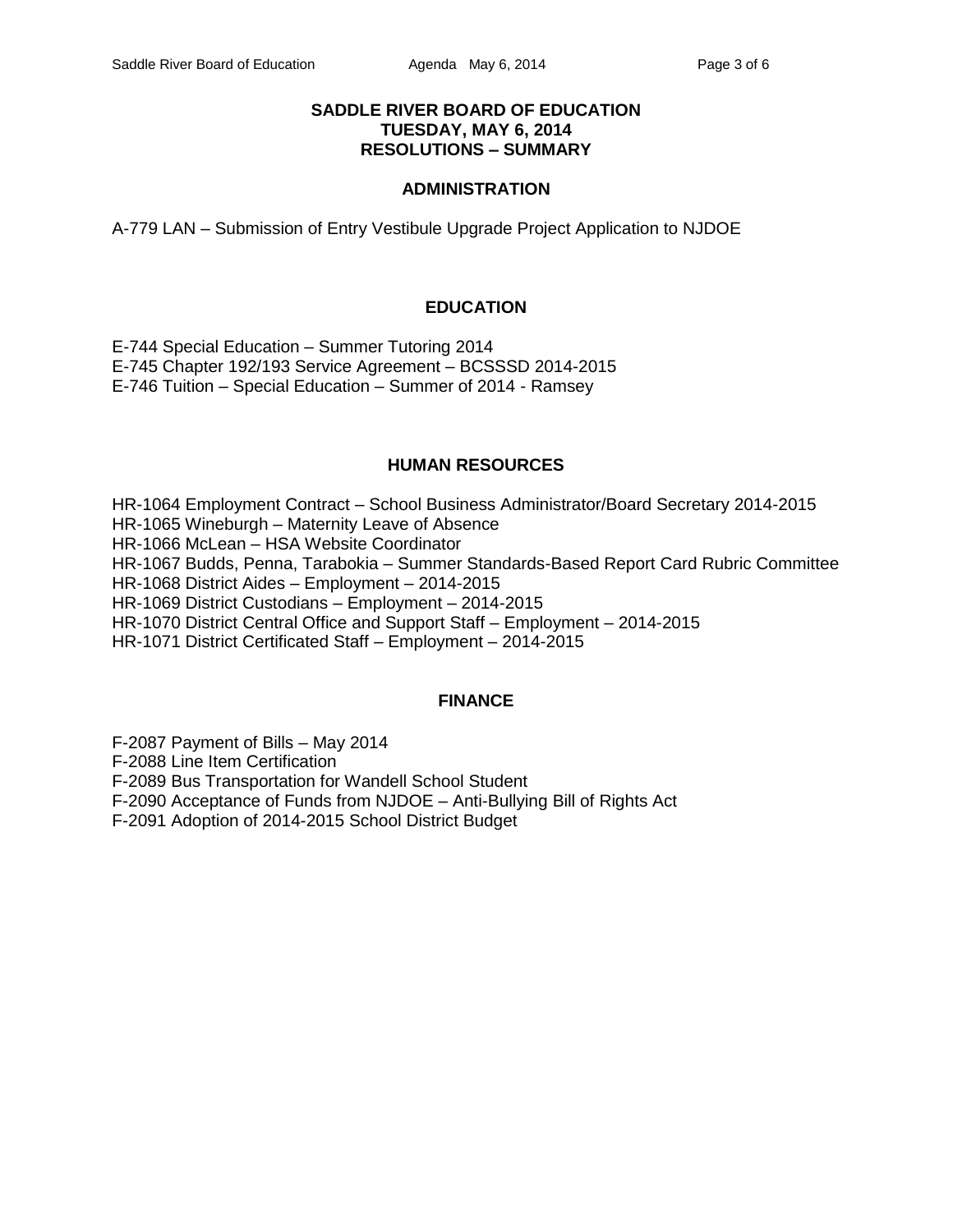# SADDLE RIVER BOARD OF EDUCATION
# TUESDAY, MAY 6, 2014
# RESOLUTIONS – SUMMARY

## ADMINISTRATION

A-779 LAN – Submission of Entry Vestibule Upgrade Project Application to NJDOE

## EDUCATION

E-744 Special Education – Summer Tutoring 2014
E-745 Chapter 192/193 Service Agreement – BCSSSD 2014-2015
E-746 Tuition – Special Education – Summer of 2014 - Ramsey

## HUMAN RESOURCES

HR-1064 Employment Contract – School Business Administrator/Board Secretary 2014-2015
HR-1065 Wineburgh – Maternity Leave of Absence
HR-1066 McLean – HSA Website Coordinator
HR-1067 Budds, Penna, Tarabokia – Summer Standards-Based Report Card Rubric Committee
HR-1068 District Aides – Employment – 2014-2015
HR-1069 District Custodians – Employment – 2014-2015
HR-1070 District Central Office and Support Staff – Employment – 2014-2015
HR-1071 District Certificated Staff – Employment – 2014-2015

## FINANCE

F-2087 Payment of Bills – May 2014
F-2088 Line Item Certification
F-2089 Bus Transportation for Wandell School Student
F-2090 Acceptance of Funds from NJDOE – Anti-Bullying Bill of Rights Act
F-2091 Adoption of 2014-2015 School District Budget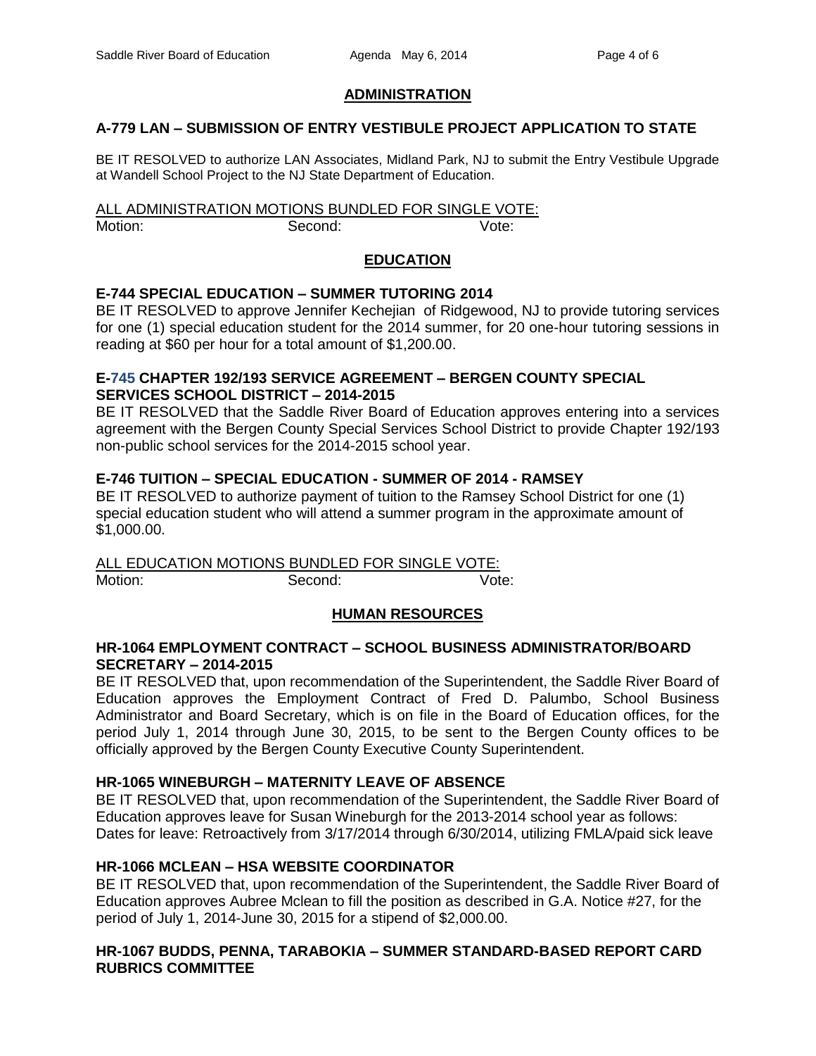## ADMINISTRATION

### A-779 LAN – SUBMISSION OF ENTRY VESTIBULE PROJECT APPLICATION TO STATE

BE IT RESOLVED to authorize LAN Associates, Midland Park, NJ to submit the Entry Vestibule Upgrade at Wandell School Project to the NJ State Department of Education.

ALL ADMINISTRATION MOTIONS BUNDLED FOR SINGLE VOTE:
Motion: Second: Vote:

## EDUCATION

### E-744 SPECIAL EDUCATION – SUMMER TUTORING 2014

BE IT RESOLVED to approve Jennifer Kechejian of Ridgewood, NJ to provide tutoring services for one (1) special education student for the 2014 summer, for 20 one-hour tutoring sessions in reading at $60 per hour for a total amount of $1,200.00.

### E-745 CHAPTER 192/193 SERVICE AGREEMENT – BERGEN COUNTY SPECIAL SERVICES SCHOOL DISTRICT – 2014-2015

BE IT RESOLVED that the Saddle River Board of Education approves entering into a services agreement with the Bergen County Special Services School District to provide Chapter 192/193 non-public school services for the 2014-2015 school year.

### E-746 TUITION – SPECIAL EDUCATION - SUMMER OF 2014 - RAMSEY

BE IT RESOLVED to authorize payment of tuition to the Ramsey School District for one (1) special education student who will attend a summer program in the approximate amount of $1,000.00.

ALL EDUCATION MOTIONS BUNDLED FOR SINGLE VOTE:
Motion: Second: Vote:

## HUMAN RESOURCES

### HR-1064 EMPLOYMENT CONTRACT – SCHOOL BUSINESS ADMINISTRATOR/BOARD SECRETARY – 2014-2015

BE IT RESOLVED that, upon recommendation of the Superintendent, the Saddle River Board of Education approves the Employment Contract of Fred D. Palumbo, School Business Administrator and Board Secretary, which is on file in the Board of Education offices, for the period July 1, 2014 through June 30, 2015, to be sent to the Bergen County offices to be officially approved by the Bergen County Executive County Superintendent.

### HR-1065 WINEBURGH – MATERNITY LEAVE OF ABSENCE

BE IT RESOLVED that, upon recommendation of the Superintendent, the Saddle River Board of Education approves leave for Susan Wineburgh for the 2013-2014 school year as follows:
Dates for leave: Retroactively from 3/17/2014 through 6/30/2014, utilizing FMLA/paid sick leave

### HR-1066 MCLEAN – HSA WEBSITE COORDINATOR

BE IT RESOLVED that, upon recommendation of the Superintendent, the Saddle River Board of Education approves Aubree Mclean to fill the position as described in G.A. Notice #27, for the period of July 1, 2014-June 30, 2015 for a stipend of $2,000.00.

### HR-1067 BUDDS, PENNA, TARABOKIA – SUMMER STANDARD-BASED REPORT CARD RUBRICS COMMITTEE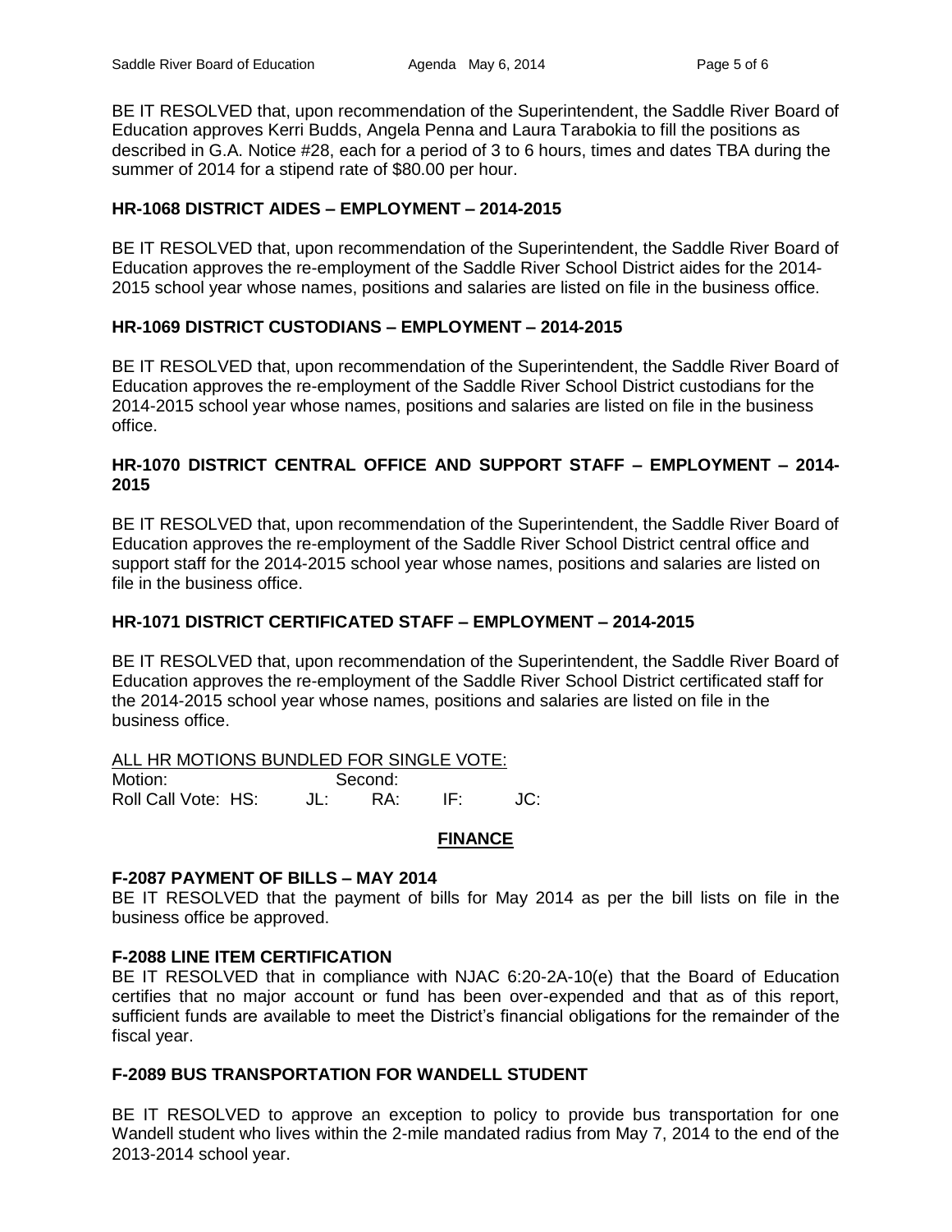BE IT RESOLVED that, upon recommendation of the Superintendent, the Saddle River Board of Education approves Kerri Budds, Angela Penna and Laura Tarabokia to fill the positions as described in G.A. Notice #28, each for a period of 3 to 6 hours, times and dates TBA during the summer of 2014 for a stipend rate of $80.00 per hour.

**HR-1068 DISTRICT AIDES – EMPLOYMENT – 2014-2015**

BE IT RESOLVED that, upon recommendation of the Superintendent, the Saddle River Board of Education approves the re-employment of the Saddle River School District aides for the 2014-2015 school year whose names, positions and salaries are listed on file in the business office.

**HR-1069 DISTRICT CUSTODIANS – EMPLOYMENT – 2014-2015**

BE IT RESOLVED that, upon recommendation of the Superintendent, the Saddle River Board of Education approves the re-employment of the Saddle River School District custodians for the 2014-2015 school year whose names, positions and salaries are listed on file in the business office.

**HR-1070 DISTRICT CENTRAL OFFICE AND SUPPORT STAFF – EMPLOYMENT – 2014-2015**

BE IT RESOLVED that, upon recommendation of the Superintendent, the Saddle River Board of Education approves the re-employment of the Saddle River School District central office and support staff for the 2014-2015 school year whose names, positions and salaries are listed on file in the business office.

**HR-1071 DISTRICT CERTIFICATED STAFF – EMPLOYMENT – 2014-2015**

BE IT RESOLVED that, upon recommendation of the Superintendent, the Saddle River Board of Education approves the re-employment of the Saddle River School District certificated staff for the 2014-2015 school year whose names, positions and salaries are listed on file in the business office.

ALL HR MOTIONS BUNDLED FOR SINGLE VOTE:

Motion: Second:

Roll Call Vote: HS: JL: RA: IF: JC:

## FINANCE

**F-2087 PAYMENT OF BILLS – MAY 2014**

BE IT RESOLVED that the payment of bills for May 2014 as per the bill lists on file in the business office be approved.

**F-2088 LINE ITEM CERTIFICATION**

BE IT RESOLVED that in compliance with NJAC 6:20-2A-10(e) that the Board of Education certifies that no major account or fund has been over-expended and that as of this report, sufficient funds are available to meet the District's financial obligations for the remainder of the fiscal year.

**F-2089 BUS TRANSPORTATION FOR WANDELL STUDENT**

BE IT RESOLVED to approve an exception to policy to provide bus transportation for one Wandell student who lives within the 2-mile mandated radius from May 7, 2014 to the end of the 2013-2014 school year.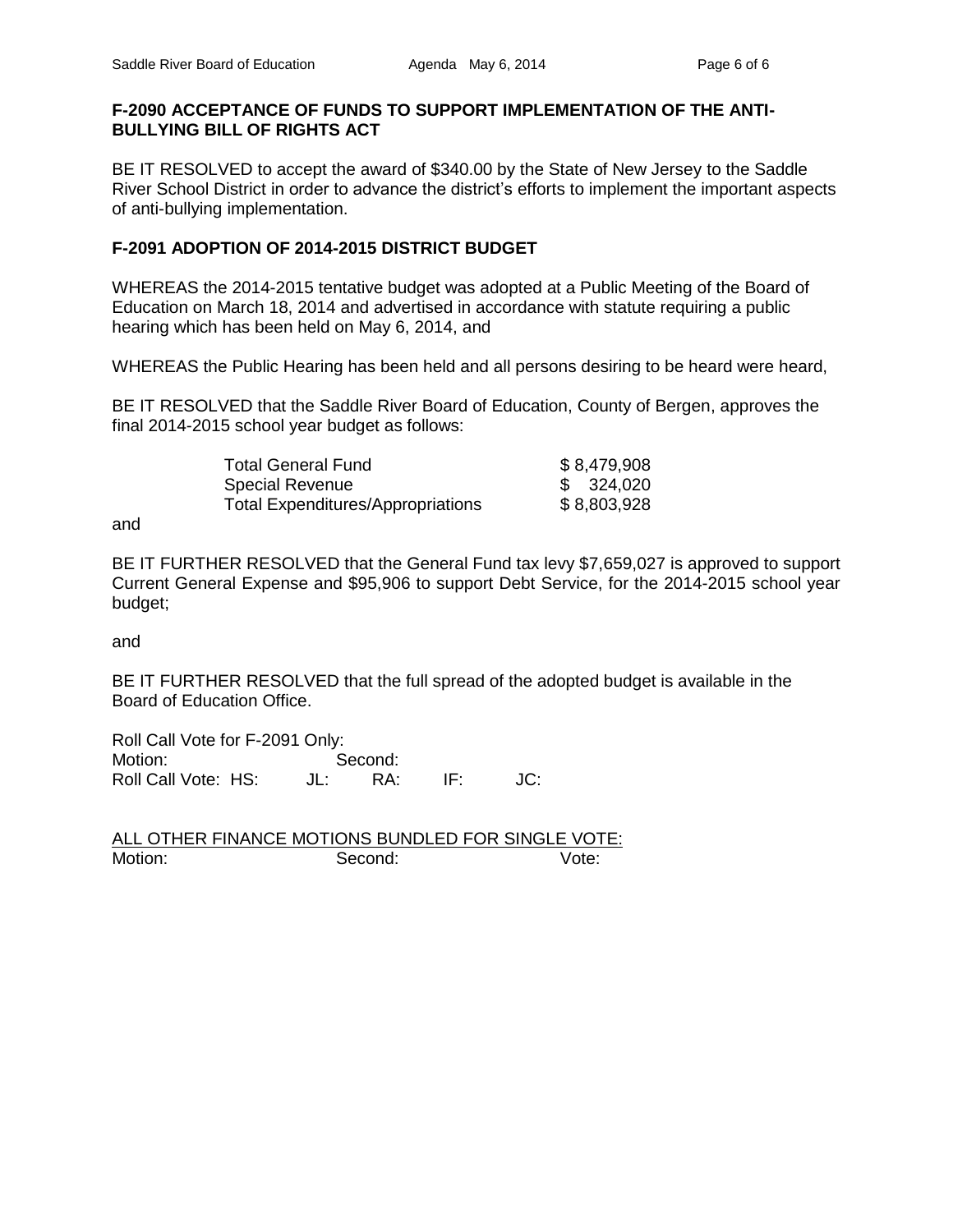**F-2090 ACCEPTANCE OF FUNDS TO SUPPORT IMPLEMENTATION OF THE ANTI-BULLYING BILL OF RIGHTS ACT**

BE IT RESOLVED to accept the award of $340.00 by the State of New Jersey to the Saddle River School District in order to advance the district's efforts to implement the important aspects of anti-bullying implementation.

**F-2091 ADOPTION OF 2014-2015 DISTRICT BUDGET**

WHEREAS the 2014-2015 tentative budget was adopted at a Public Meeting of the Board of Education on March 18, 2014 and advertised in accordance with statute requiring a public hearing which has been held on May 6, 2014, and

WHEREAS the Public Hearing has been held and all persons desiring to be heard were heard,

BE IT RESOLVED that the Saddle River Board of Education, County of Bergen, approves the final 2014-2015 school year budget as follows:

| | |
|---|---|
| Total General Fund | $ 8,479,908 |
| Special Revenue | $ 324,020 |
| Total Expenditures/Appropriations | $ 8,803,928 |

and

BE IT FURTHER RESOLVED that the General Fund tax levy $7,659,027 is approved to support Current General Expense and $95,906 to support Debt Service, for the 2014-2015 school year budget;

and

BE IT FURTHER RESOLVED that the full spread of the adopted budget is available in the Board of Education Office.

Roll Call Vote for F-2091 Only:
Motion: Second:
Roll Call Vote: HS: JL: RA: IF: JC:

ALL OTHER FINANCE MOTIONS BUNDLED FOR SINGLE VOTE:
Motion: Second: Vote: